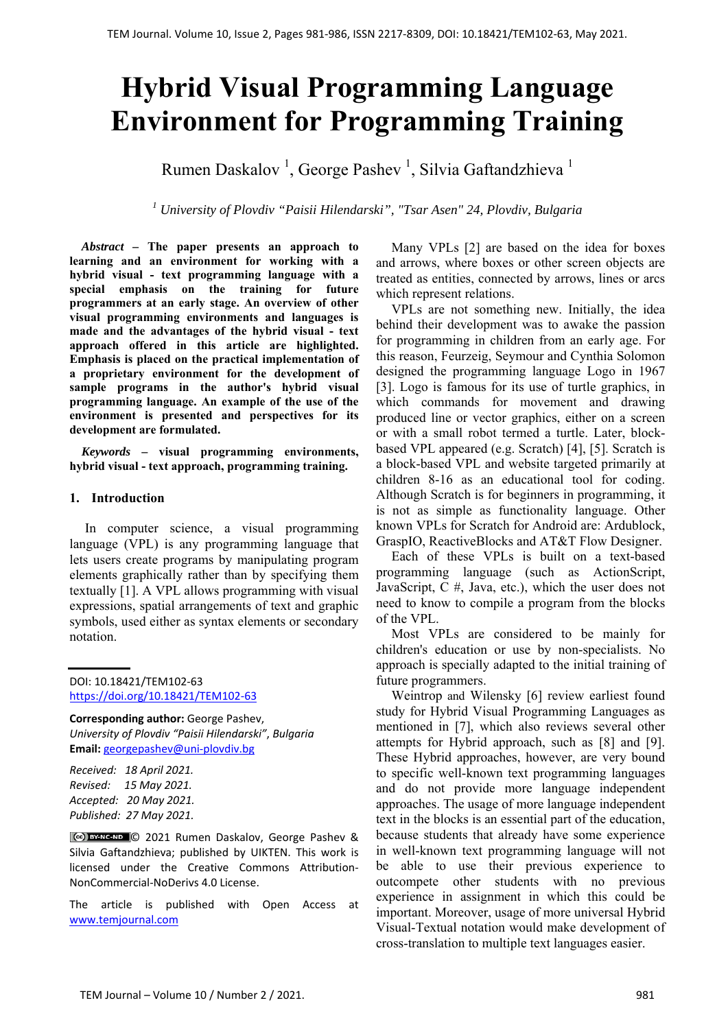# Hybrid Visual Programming Language Environment for Programming Training

Rumen Daskalov [1], George Pashev [1], Silvia Gaftandzhieva [1]

[1] *University of Plovdiv "Paisii Hilendarski", "Tsar Asen" 24, Plovdiv, Bulgaria*

***Abstract* – The paper presents an approach to learning and an environment for working with a hybrid visual - text programming language with a special emphasis on the training for future programmers at an early stage. An overview of other visual programming environments and languages is made and the advantages of the hybrid visual - text approach offered in this article are highlighted. Emphasis is placed on the practical implementation of a proprietary environment for the development of sample programs in the author's hybrid visual programming language. An example of the use of the environment is presented and perspectives for its development are formulated.**

***Keywords* – visual programming environments, hybrid visual - text approach, programming training.**

## 1. Introduction

In computer science, a visual programming language (VPL) is any programming language that lets users create programs by manipulating program elements graphically rather than by specifying them textually [1]. A VPL allows programming with visual expressions, spatial arrangements of text and graphic symbols, used either as syntax elements or secondary notation.

DOI: 10.18421/TEM102-63
https://doi.org/10.18421/TEM102-63

**Corresponding author:** George Pashev,
*University of Plovdiv "Paisii Hilendarski", Bulgaria*
**Email:** georgepashev@uni-plovdiv.bg

*Received: 18 April 2021.*
*Revised: 15 May 2021.*
*Accepted: 20 May 2021.*
*Published: 27 May 2021.*

© 2021 Rumen Daskalov, George Pashev & Silvia Gaftandzhieva; published by UIKTEN. This work is licensed under the Creative Commons Attribution-NonCommercial-NoDerivs 4.0 License.

The article is published with Open Access at www.temjournal.com

Many VPLs [2] are based on the idea for boxes and arrows, where boxes or other screen objects are treated as entities, connected by arrows, lines or arcs which represent relations.

VPLs are not something new. Initially, the idea behind their development was to awake the passion for programming in children from an early age. For this reason, Feurzeig, Seymour and Cynthia Solomon designed the programming language Logo in 1967 [3]. Logo is famous for its use of turtle graphics, in which commands for movement and drawing produced line or vector graphics, either on a screen or with a small robot termed a turtle. Later, block-based VPL appeared (e.g. Scratch) [4], [5]. Scratch is a block-based VPL and website targeted primarily at children 8-16 as an educational tool for coding. Although Scratch is for beginners in programming, it is not as simple as functionality language. Other known VPLs for Scratch for Android are: Ardublock, GraspIO, ReactiveBlocks and AT&T Flow Designer.

Each of these VPLs is built on a text-based programming language (such as ActionScript, JavaScript, C #, Java, etc.), which the user does not need to know to compile a program from the blocks of the VPL.

Most VPLs are considered to be mainly for children's education or use by non-specialists. No approach is specially adapted to the initial training of future programmers.

Weintrop and Wilensky [6] review earliest found study for Hybrid Visual Programming Languages as mentioned in [7], which also reviews several other attempts for Hybrid approach, such as [8] and [9]. These Hybrid approaches, however, are very bound to specific well-known text programming languages and do not provide more language independent approaches. The usage of more language independent text in the blocks is an essential part of the education, because students that already have some experience in well-known text programming language will not be able to use their previous experience to outcompete other students with no previous experience in assignment in which this could be important. Moreover, usage of more universal Hybrid Visual-Textual notation would make development of cross-translation to multiple text languages easier.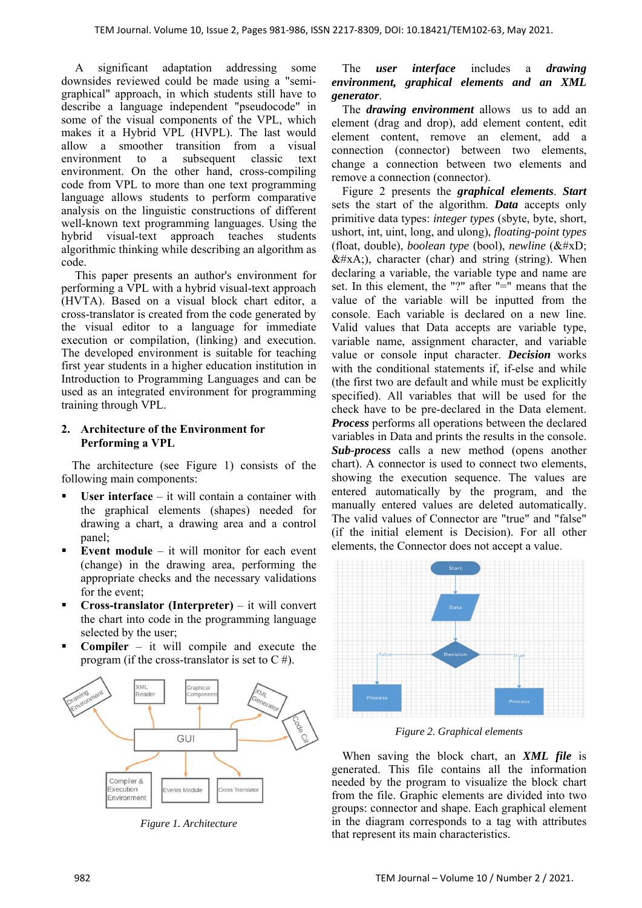A significant adaptation addressing some downsides reviewed could be made using a "semi-graphical" approach, in which students still have to describe a language independent "pseudocode" in some of the visual components of the VPL, which makes it a Hybrid VPL (HVPL). The last would allow a smoother transition from a visual environment to a subsequent classic text environment. On the other hand, cross-compiling code from VPL to more than one text programming language allows students to perform comparative analysis on the linguistic constructions of different well-known text programming languages. Using the hybrid visual-text approach teaches students algorithmic thinking while describing an algorithm as code.

This paper presents an author's environment for performing a VPL with a hybrid visual-text approach (HVTA). Based on a visual block chart editor, a cross-translator is created from the code generated by the visual editor to a language for immediate execution or compilation, (linking) and execution. The developed environment is suitable for teaching first year students in a higher education institution in Introduction to Programming Languages and can be used as an integrated environment for programming training through VPL.

## 2. Architecture of the Environment for Performing a VPL

The architecture (see Figure 1) consists of the following main components:

- **User interface** – it will contain a container with the graphical elements (shapes) needed for drawing a chart, a drawing area and a control panel;
- **Event module** – it will monitor for each event (change) in the drawing area, performing the appropriate checks and the necessary validations for the event;
- **Cross-translator (Interpreter)** – it will convert the chart into code in the programming language selected by the user;
- **Compiler** – it will compile and execute the program (if the cross-translator is set to C #).

*Figure 1. Architecture*

The ***user interface*** includes a ***drawing environment, graphical elements and an XML generator***.

The ***drawing environment*** allows us to add an element (drag and drop), add element content, edit element content, remove an element, add a connection (connector) between two elements, change a connection between two elements and remove a connection (connector).

Figure 2 presents the ***graphical elements***. ***Start*** sets the start of the algorithm. ***Data*** accepts only primitive data types: *integer types* (sbyte, byte, short, ushort, int, uint, long, and ulong), *floating-point types* (float, double), *boolean type* (bool), *newline* (&#xD;&#xA;), character (char) and string (string). When declaring a variable, the variable type and name are set. In this element, the "?" after "=" means that the value of the variable will be inputted from the console. Each variable is declared on a new line. Valid values that Data accepts are variable type, variable name, assignment character, and variable value or console input character. ***Decision*** works with the conditional statements if, if-else and while (the first two are default and while must be explicitly specified). All variables that will be used for the check have to be pre-declared in the Data element. ***Process*** performs all operations between the declared variables in Data and prints the results in the console. ***Sub-process*** calls a new method (opens another chart). A connector is used to connect two elements, showing the execution sequence. The values are entered automatically by the program, and the manually entered values are deleted automatically. The valid values of Connector are "true" and "false" (if the initial element is Decision). For all other elements, the Connector does not accept a value.

*Figure 2. Graphical elements*

When saving the block chart, an ***XML file*** is generated. This file contains all the information needed by the program to visualize the block chart from the file. Graphic elements are divided into two groups: connector and shape. Each graphical element in the diagram corresponds to a tag with attributes that represent its main characteristics.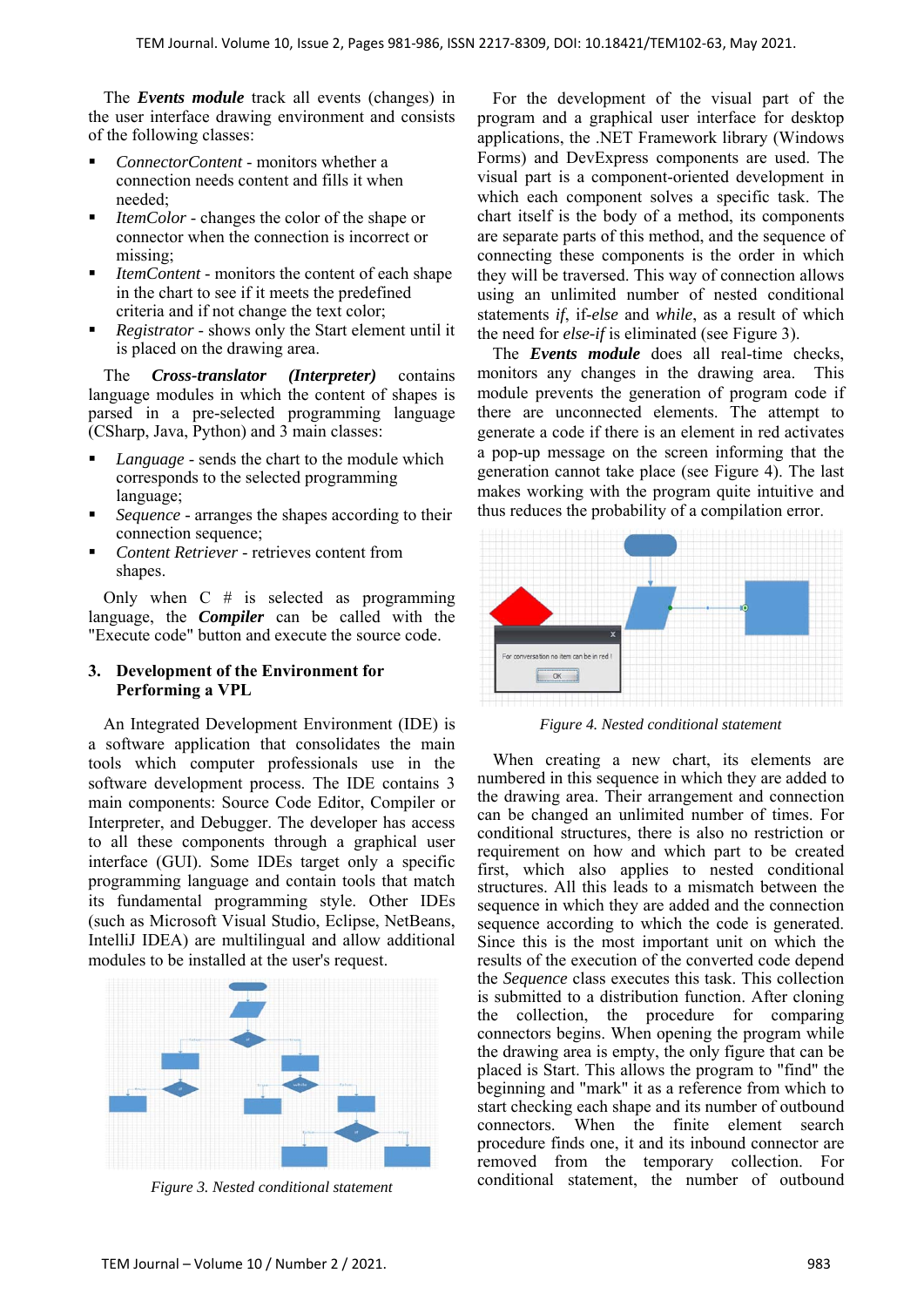The ***Events module*** track all events (changes) in the user interface drawing environment and consists of the following classes:

- *ConnectorContent* - monitors whether a connection needs content and fills it when needed;
- *ItemColor* - changes the color of the shape or connector when the connection is incorrect or missing;
- *ItemContent* - monitors the content of each shape in the chart to see if it meets the predefined criteria and if not change the text color;
- *Registrator* - shows only the Start element until it is placed on the drawing area.

The ***Cross-translator (Interpreter)*** contains language modules in which the content of shapes is parsed in a pre-selected programming language (CSharp, Java, Python) and 3 main classes:

- *Language* - sends the chart to the module which corresponds to the selected programming language;
- *Sequence* - arranges the shapes according to their connection sequence;
- *Content Retriever* - retrieves content from shapes.

Only when C # is selected as programming language, the ***Compiler*** can be called with the "Execute code" button and execute the source code.

## 3. Development of the Environment for Performing a VPL

An Integrated Development Environment (IDE) is a software application that consolidates the main tools which computer professionals use in the software development process. The IDE contains 3 main components: Source Code Editor, Compiler or Interpreter, and Debugger. The developer has access to all these components through a graphical user interface (GUI). Some IDEs target only a specific programming language and contain tools that match its fundamental programming style. Other IDEs (such as Microsoft Visual Studio, Eclipse, NetBeans, IntelliJ IDEA) are multilingual and allow additional modules to be installed at the user's request.

Figure 3. Nested conditional statement

For the development of the visual part of the program and a graphical user interface for desktop applications, the .NET Framework library (Windows Forms) and DevExpress components are used. The visual part is a component-oriented development in which each component solves a specific task. The chart itself is the body of a method, its components are separate parts of this method, and the sequence of connecting these components is the order in which they will be traversed. This way of connection allows using an unlimited number of nested conditional statements *if*, if-*else* and *while*, as a result of which the need for *else-if* is eliminated (see Figure 3).

The ***Events module*** does all real-time checks, monitors any changes in the drawing area. This module prevents the generation of program code if there are unconnected elements. The attempt to generate a code if there is an element in red activates a pop-up message on the screen informing that the generation cannot take place (see Figure 4). The last makes working with the program quite intuitive and thus reduces the probability of a compilation error.

Figure 4. Nested conditional statement

When creating a new chart, its elements are numbered in this sequence in which they are added to the drawing area. Their arrangement and connection can be changed an unlimited number of times. For conditional structures, there is also no restriction or requirement on how and which part to be created first, which also applies to nested conditional structures. All this leads to a mismatch between the sequence in which they are added and the connection sequence according to which the code is generated. Since this is the most important unit on which the results of the execution of the converted code depend the *Sequence* class executes this task. This collection is submitted to a distribution function. After cloning the collection, the procedure for comparing connectors begins. When opening the program while the drawing area is empty, the only figure that can be placed is Start. This allows the program to "find" the beginning and "mark" it as a reference from which to start checking each shape and its number of outbound connectors. When the finite element search procedure finds one, it and its inbound connector are removed from the temporary collection. For conditional statement, the number of outbound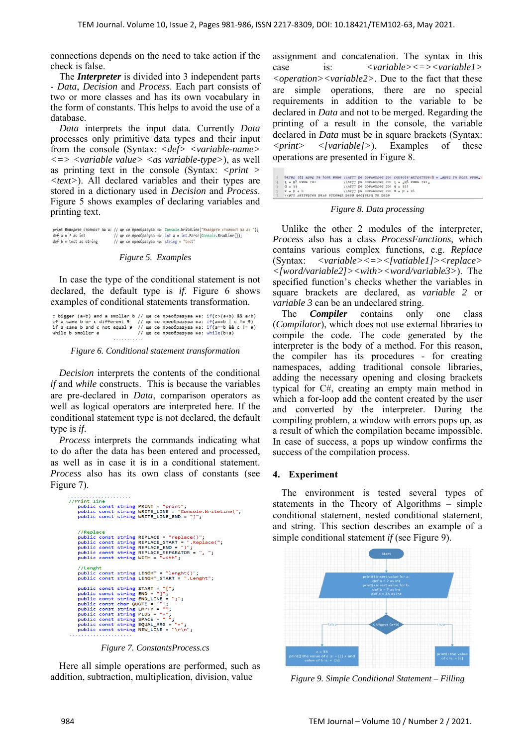connections depends on the need to take action if the check is false.

The ***Interpreter*** is divided into 3 independent parts - *Data*, *Decision* and *Process*. Each part consists of two or more classes and has its own vocabulary in the form of constants. This helps to avoid the use of a database.

*Data* interprets the input data. Currently *Data* processes only primitive data types and their input from the console (Syntax: <*def*> <*variable-name*> <=> <*variable value*> <*as variable-type*>), as well as printing text in the console (Syntax: <*print* > <*text*>). All declared variables and their types are stored in a dictionary used in *Decision* and *Process*. Figure 5 shows examples of declaring variables and printing text.

```
print Въведете стойност за a: // ще се преобразува на: Console.WriteLine("Въведете стойност за a: ");
def a = ? as int              // ще се преобразува на: int a = int.Parse(Console.ReadLine());
def b = test as string        // ще се преобразува на: string = "test"
```

*Figure 5. Examples*

In case the type of the conditional statement is not declared, the default type is *if*. Figure 6 shows examples of conditional statements transformation.

```
c bigger (a+b) and a smoller b // ще се преобразува на: if(c>(a+b) && a<b)
if a same b or c different 9   // ще се преобразува на: if(a==b | c != 9)
if a same b and c not equal 9  // ще се преобразува на: if(a==b && c != 9)
while b smoller a              // ще се преобразува на: while(b<a)
```

*Figure 6. Conditional statement transformation*

*Decision* interprets the contents of the conditional *if* and *while* constructs. This is because the variables are pre-declared in *Data*, comparison operators as well as logical operators are interpreted here. If the conditional statement type is not declared, the default type is *if*.

*Process* interprets the commands indicating what to do after the data has been entered and processed, as well as in case it is in a conditional statement. *Process* also has its own class of constants (see Figure 7).

```
//Print line
public const string PRINT = "print";
public const string WRITE_LINE = "Console.WriteLine(";
public const string WRITE_LINE_END = ")";

//Replace
public const string REPLACE = "replace()";
public const string REPLACE_START = ".Replace(";
public const string REPLACE_END = ")";
public const string REPLACE_SEPARATOR = ", ";
public const string WITH = "with";

//Lenght
public const string LENGHT = "lenght()";
public const string LENGHT_START = ".Lenght";

public const string START = "[";
public const string END = "]";
public const string END_LINE = ";";
public const char QUOTE = '"';
public const string EMPTY = "";
public const string PLUS = "+";
public const string SPACE = " ";
public const string EQUAL_ARG = "=";
public const string NEW_LINE = "\r\n";
```

*Figure 7. ConstantsProcess.cs*

Here all simple operations are performed, such as addition, subtraction, multiplication, division, value assignment and concatenation. The syntax in this case is: <*variable*><=><*variable1*> <*operation*><*variable2*>. Due to the fact that these are simple operations, there are no special requirements in addition to the variable to be declared in *Data* and not to be merged. Regarding the printing of a result in the console, the variable declared in *Data* must be in square brackets (Syntax: <*print*> <*[variable]*>). Examples of these operations are presented in Figure 8.

*Figure 8. Data processing*

Unlike the other 2 modules of the interpreter, *Process* also has a class *ProcessFunctions*, which contains various complex functions, e.g. *Replace* (Syntax: <*variable*><=><*[vatiable1]*><*replace*> <*[word/variable2]*><*with*><*word/variable3*>). The specified function's checks whether the variables in square brackets are declared, as *variable 2* or *variable 3* can be an undeclared string.

The ***Compiler*** contains only one class (*Compilator*), which does not use external libraries to compile the code. The code generated by the interpreter is the body of a method. For this reason, the compiler has its procedures - for creating namespaces, adding traditional console libraries, adding the necessary opening and closing brackets typical for C#, creating an empty main method in which a for-loop add the content created by the user and converted by the interpreter. During the compiling problem, a window with errors pops up, as a result of which the compilation became impossible. In case of success, a pops up window confirms the success of the compilation process.

## 4. Experiment

The environment is tested several types of statements in the Theory of Algorithms – simple conditional statement, nested conditional statement, and string. This section describes an example of a simple conditional statement *if* (see Figure 9).

*Figure 9. Simple Conditional Statement – Filling*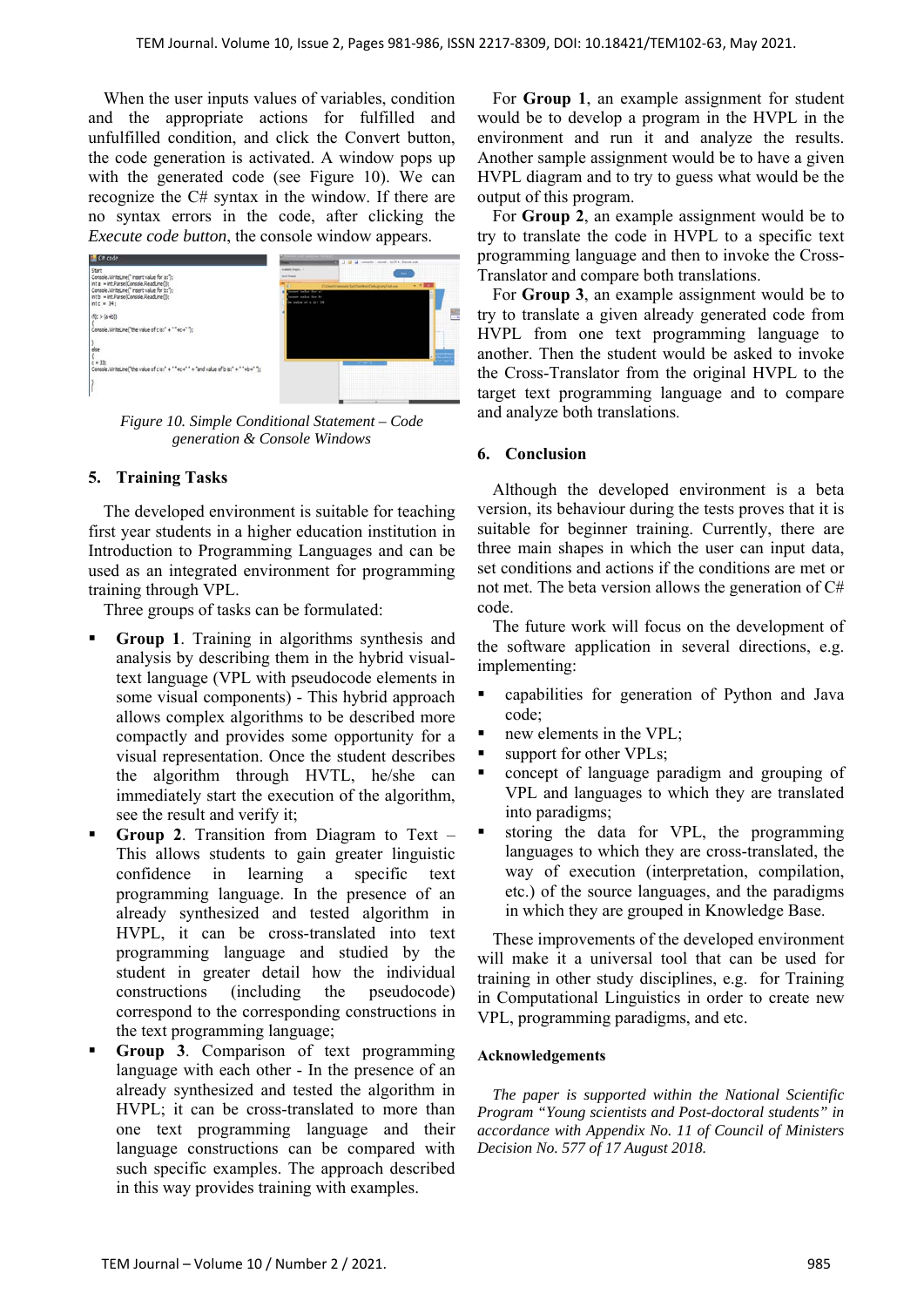When the user inputs values of variables, condition and the appropriate actions for fulfilled and unfulfilled condition, and click the Convert button, the code generation is activated. A window pops up with the generated code (see Figure 10). We can recognize the C# syntax in the window. If there are no syntax errors in the code, after clicking the *Execute code button*, the console window appears.

*Figure 10. Simple Conditional Statement – Code generation & Console Windows*

## 5. Training Tasks

The developed environment is suitable for teaching first year students in a higher education institution in Introduction to Programming Languages and can be used as an integrated environment for programming training through VPL.

Three groups of tasks can be formulated:

- **Group 1**. Training in algorithms synthesis and analysis by describing them in the hybrid visual-text language (VPL with pseudocode elements in some visual components) - This hybrid approach allows complex algorithms to be described more compactly and provides some opportunity for a visual representation. Once the student describes the algorithm through HVTL, he/she can immediately start the execution of the algorithm, see the result and verify it;
- **Group 2**. Transition from Diagram to Text – This allows students to gain greater linguistic confidence in learning a specific text programming language. In the presence of an already synthesized and tested algorithm in HVPL, it can be cross-translated into text programming language and studied by the student in greater detail how the individual constructions (including the pseudocode) correspond to the corresponding constructions in the text programming language;
- **Group 3**. Comparison of text programming language with each other - In the presence of an already synthesized and tested the algorithm in HVPL; it can be cross-translated to more than one text programming language and their language constructions can be compared with such specific examples. The approach described in this way provides training with examples.

For **Group 1**, an example assignment for student would be to develop a program in the HVPL in the environment and run it and analyze the results. Another sample assignment would be to have a given HVPL diagram and to try to guess what would be the output of this program.

For **Group 2**, an example assignment would be to try to translate the code in HVPL to a specific text programming language and then to invoke the Cross-Translator and compare both translations.

For **Group 3**, an example assignment would be to try to translate a given already generated code from HVPL from one text programming language to another. Then the student would be asked to invoke the Cross-Translator from the original HVPL to the target text programming language and to compare and analyze both translations.

## 6. Conclusion

Although the developed environment is a beta version, its behaviour during the tests proves that it is suitable for beginner training. Currently, there are three main shapes in which the user can input data, set conditions and actions if the conditions are met or not met. The beta version allows the generation of C# code.

The future work will focus on the development of the software application in several directions, e.g. implementing:

- capabilities for generation of Python and Java code;
- new elements in the VPL;
- support for other VPLs;
- concept of language paradigm and grouping of VPL and languages to which they are translated into paradigms;
- storing the data for VPL, the programming languages to which they are cross-translated, the way of execution (interpretation, compilation, etc.) of the source languages, and the paradigms in which they are grouped in Knowledge Base.

These improvements of the developed environment will make it a universal tool that can be used for training in other study disciplines, e.g. for Training in Computational Linguistics in order to create new VPL, programming paradigms, and etc.

### Acknowledgements

*The paper is supported within the National Scientific Program "Young scientists and Post-doctoral students" in accordance with Appendix No. 11 of Council of Ministers Decision No. 577 of 17 August 2018.*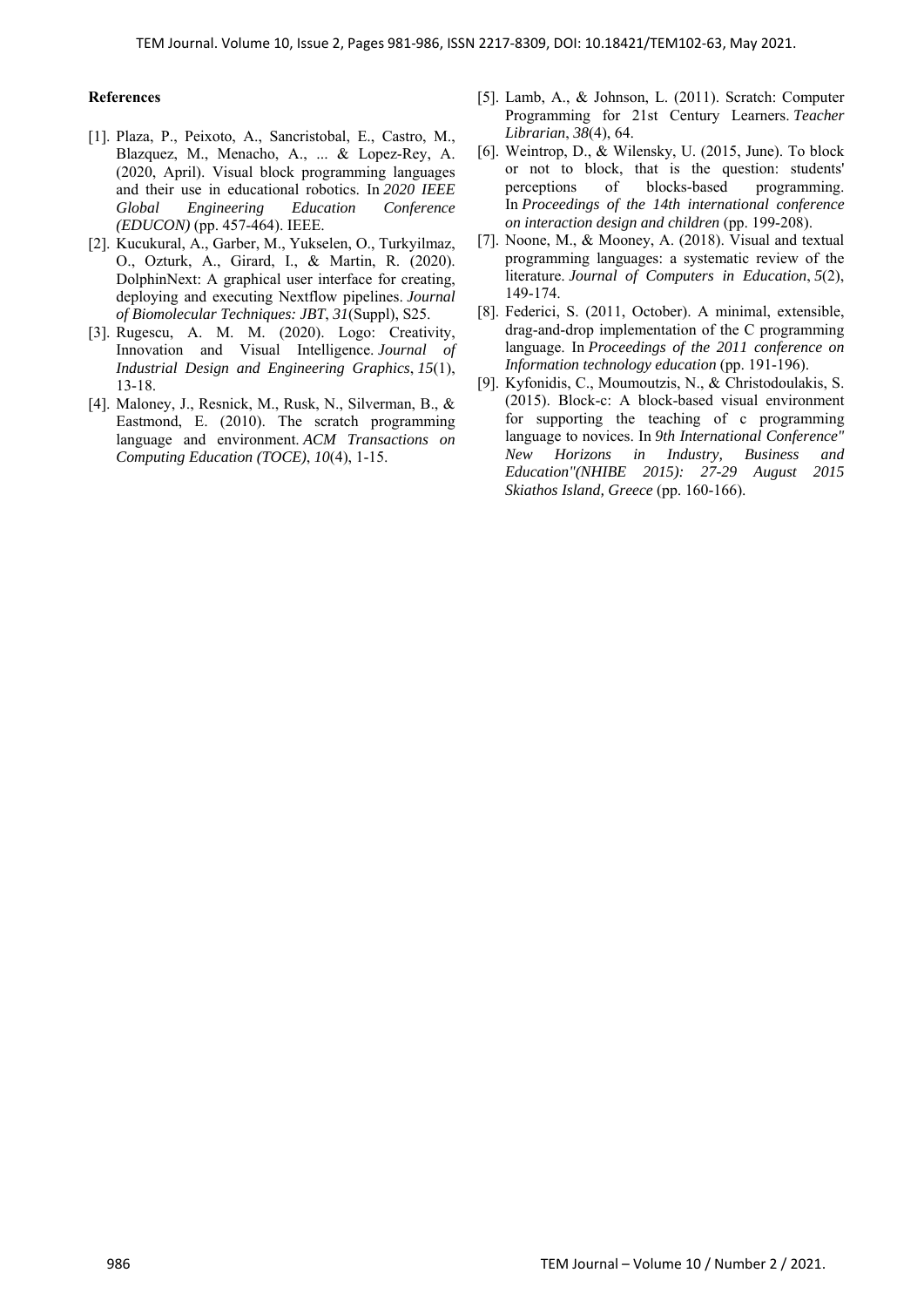## References

[1]. Plaza, P., Peixoto, A., Sancristobal, E., Castro, M., Blazquez, M., Menacho, A., ... & Lopez-Rey, A. (2020, April). Visual block programming languages and their use in educational robotics. In *2020 IEEE Global Engineering Education Conference (EDUCON)* (pp. 457-464). IEEE.

[2]. Kucukural, A., Garber, M., Yukselen, O., Turkyilmaz, O., Ozturk, A., Girard, I., & Martin, R. (2020). DolphinNext: A graphical user interface for creating, deploying and executing Nextflow pipelines. *Journal of Biomolecular Techniques: JBT*, *31*(Suppl), S25.

[3]. Rugescu, A. M. M. (2020). Logo: Creativity, Innovation and Visual Intelligence. *Journal of Industrial Design and Engineering Graphics*, *15*(1), 13-18.

[4]. Maloney, J., Resnick, M., Rusk, N., Silverman, B., & Eastmond, E. (2010). The scratch programming language and environment. *ACM Transactions on Computing Education (TOCE)*, *10*(4), 1-15.

[5]. Lamb, A., & Johnson, L. (2011). Scratch: Computer Programming for 21st Century Learners. *Teacher Librarian*, *38*(4), 64.

[6]. Weintrop, D., & Wilensky, U. (2015, June). To block or not to block, that is the question: students' perceptions of blocks-based programming. In *Proceedings of the 14th international conference on interaction design and children* (pp. 199-208).

[7]. Noone, M., & Mooney, A. (2018). Visual and textual programming languages: a systematic review of the literature. *Journal of Computers in Education*, *5*(2), 149-174.

[8]. Federici, S. (2011, October). A minimal, extensible, drag-and-drop implementation of the C programming language. In *Proceedings of the 2011 conference on Information technology education* (pp. 191-196).

[9]. Kyfonidis, C., Moumoutzis, N., & Christodoulakis, S. (2015). Block-c: A block-based visual environment for supporting the teaching of c programming language to novices. In *9th International Conference" New Horizons in Industry, Business and Education"(NHIBE 2015): 27-29 August 2015 Skiathos Island, Greece* (pp. 160-166).